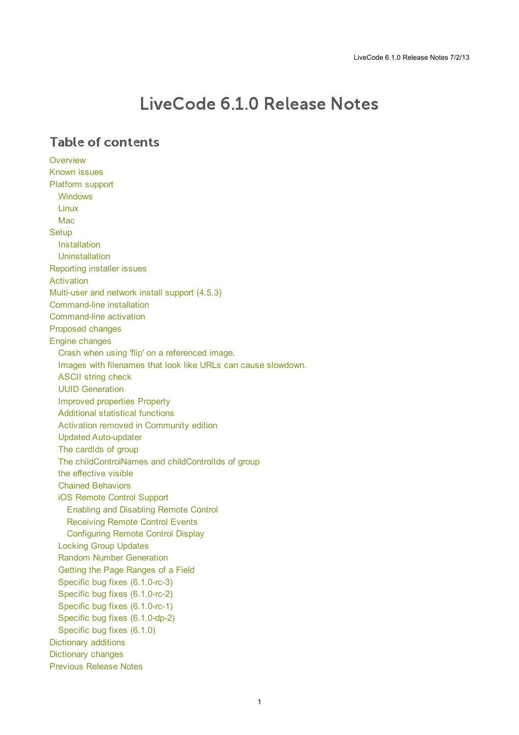# LiveCode 6.1.0 Release Notes

## Table of contents

- Overview
- Known issues
- Platform support
  - Windows
  - Linux
  - Mac
- Setup
  - Installation
  - Uninstallation
- Reporting installer issues
- Activation
- Multi-user and network install support (4.5.3)
- Command-line installation
- Command-line activation
- Proposed changes
- Engine changes
  - Crash when using 'flip' on a referenced image.
  - Images with filenames that look like URLs can cause slowdown.
  - ASCII string check
  - UUID Generation
  - Improved properties Property
  - Additional statistical functions
  - Activation removed in Community edition
  - Updated Auto-updater
  - The cardIds of group
  - The childControlNames and childControlIds of group
  - the effective visible
  - Chained Behaviors
  - iOS Remote Control Support
    - Enabling and Disabling Remote Control
    - Receiving Remote Control Events
    - Configuring Remote Control Display
  - Locking Group Updates
  - Random Number Generation
  - Getting the Page Ranges of a Field
  - Specific bug fixes (6.1.0-rc-3)
  - Specific bug fixes (6.1.0-rc-2)
  - Specific bug fixes (6.1.0-rc-1)
  - Specific bug fixes (6.1.0-dp-2)
  - Specific bug fixes (6.1.0)
- Dictionary additions
- Dictionary changes
- Previous Release Notes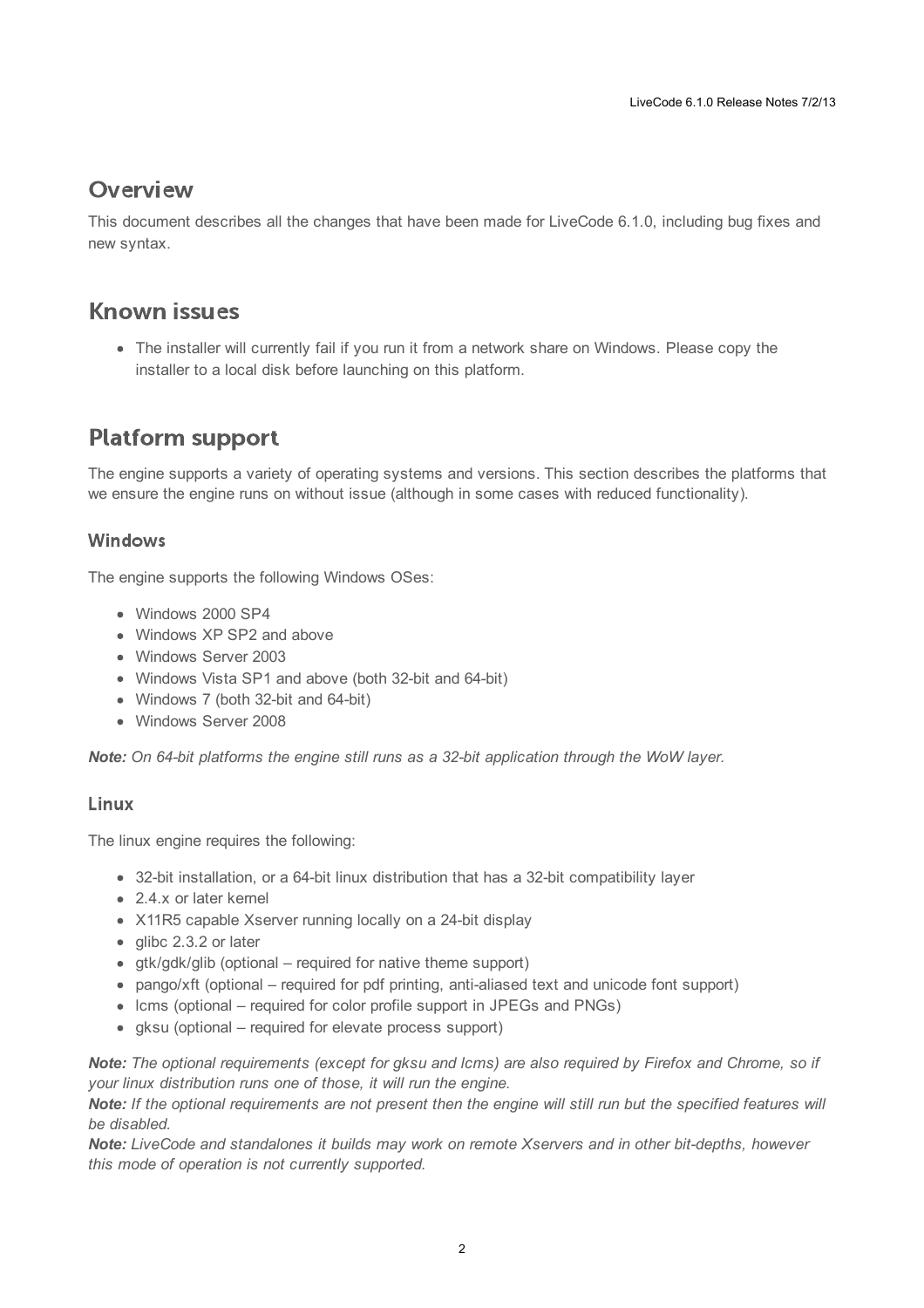## Overview

This document describes all the changes that have been made for LiveCode 6.1.0, including bug fixes and new syntax.

## Known issues

- The installer will currently fail if you run it from a network share on Windows. Please copy the installer to a local disk before launching on this platform.

## Platform support

The engine supports a variety of operating systems and versions. This section describes the platforms that we ensure the engine runs on without issue (although in some cases with reduced functionality).

### Windows

The engine supports the following Windows OSes:

- Windows 2000 SP4
- Windows XP SP2 and above
- Windows Server 2003
- Windows Vista SP1 and above (both 32-bit and 64-bit)
- Windows 7 (both 32-bit and 64-bit)
- Windows Server 2008

***Note:*** *On 64-bit platforms the engine still runs as a 32-bit application through the WoW layer.*

### Linux

The linux engine requires the following:

- 32-bit installation, or a 64-bit linux distribution that has a 32-bit compatibility layer
- 2.4.x or later kernel
- X11R5 capable Xserver running locally on a 24-bit display
- glibc 2.3.2 or later
- gtk/gdk/glib (optional – required for native theme support)
- pango/xft (optional – required for pdf printing, anti-aliased text and unicode font support)
- lcms (optional – required for color profile support in JPEGs and PNGs)
- gksu (optional – required for elevate process support)

***Note:*** *The optional requirements (except for gksu and lcms) are also required by Firefox and Chrome, so if your linux distribution runs one of those, it will run the engine.*
***Note:*** *If the optional requirements are not present then the engine will still run but the specified features will be disabled.*
***Note:*** *LiveCode and standalones it builds may work on remote Xservers and in other bit-depths, however this mode of operation is not currently supported.*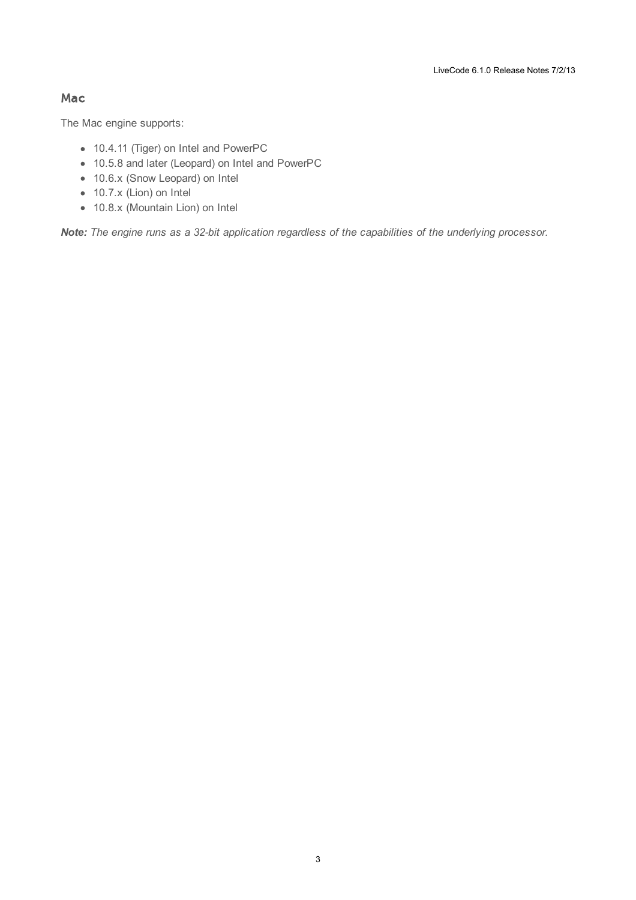## Mac

The Mac engine supports:

- 10.4.11 (Tiger) on Intel and PowerPC
- 10.5.8 and later (Leopard) on Intel and PowerPC
- 10.6.x (Snow Leopard) on Intel
- 10.7.x (Lion) on Intel
- 10.8.x (Mountain Lion) on Intel

***Note:*** *The engine runs as a 32-bit application regardless of the capabilities of the underlying processor.*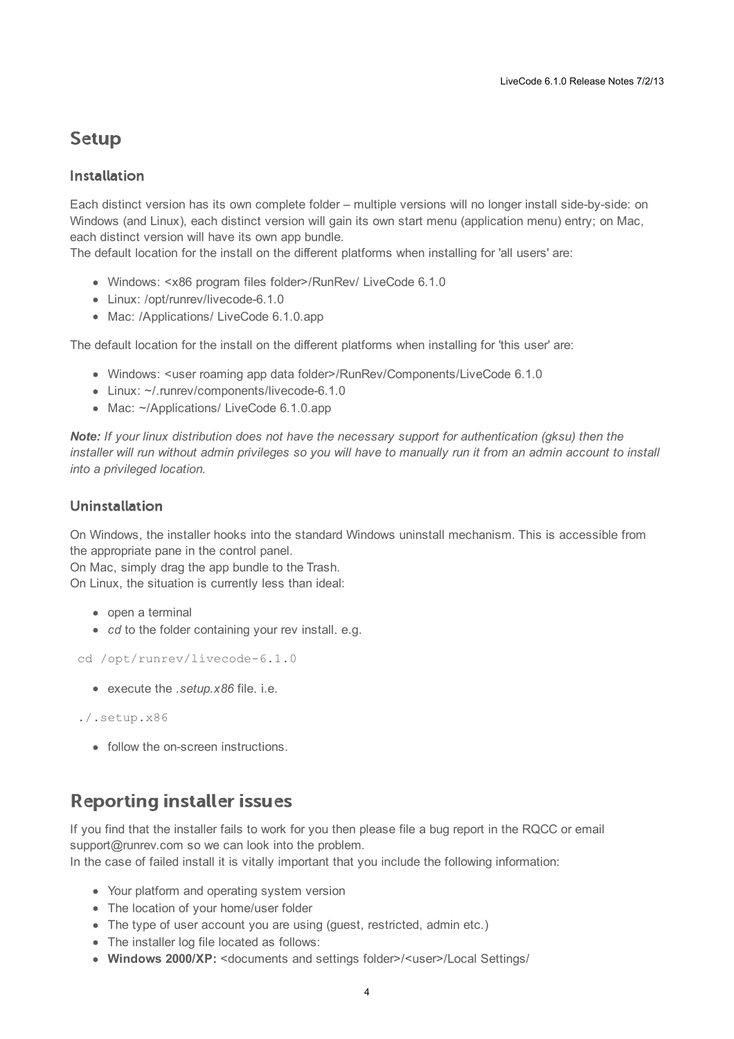# Setup

## Installation

Each distinct version has its own complete folder – multiple versions will no longer install side-by-side: on Windows (and Linux), each distinct version will gain its own start menu (application menu) entry; on Mac, each distinct version will have its own app bundle.
The default location for the install on the different platforms when installing for 'all users' are:

- Windows: <x86 program files folder>/RunRev/ LiveCode 6.1.0
- Linux: /opt/runrev/livecode-6.1.0
- Mac: /Applications/ LiveCode 6.1.0.app

The default location for the install on the different platforms when installing for 'this user' are:

- Windows: <user roaming app data folder>/RunRev/Components/LiveCode 6.1.0
- Linux: ~/.runrev/components/livecode-6.1.0
- Mac: ~/Applications/ LiveCode 6.1.0.app

***Note:*** *If your linux distribution does not have the necessary support for authentication (gksu) then the installer will run without admin privileges so you will have to manually run it from an admin account to install into a privileged location.*

## Uninstallation

On Windows, the installer hooks into the standard Windows uninstall mechanism. This is accessible from the appropriate pane in the control panel.
On Mac, simply drag the app bundle to the Trash.
On Linux, the situation is currently less than ideal:

- open a terminal
- *cd* to the folder containing your rev install. e.g.

```
cd /opt/runrev/livecode-6.1.0
```

- execute the *.setup.x86* file. i.e.

```
./.setup.x86
```

- follow the on-screen instructions.

# Reporting installer issues

If you find that the installer fails to work for you then please file a bug report in the RQCC or email support@runrev.com so we can look into the problem.
In the case of failed install it is vitally important that you include the following information:

- Your platform and operating system version
- The location of your home/user folder
- The type of user account you are using (guest, restricted, admin etc.)
- The installer log file located as follows:
- **Windows 2000/XP:** <documents and settings folder>/<user>/Local Settings/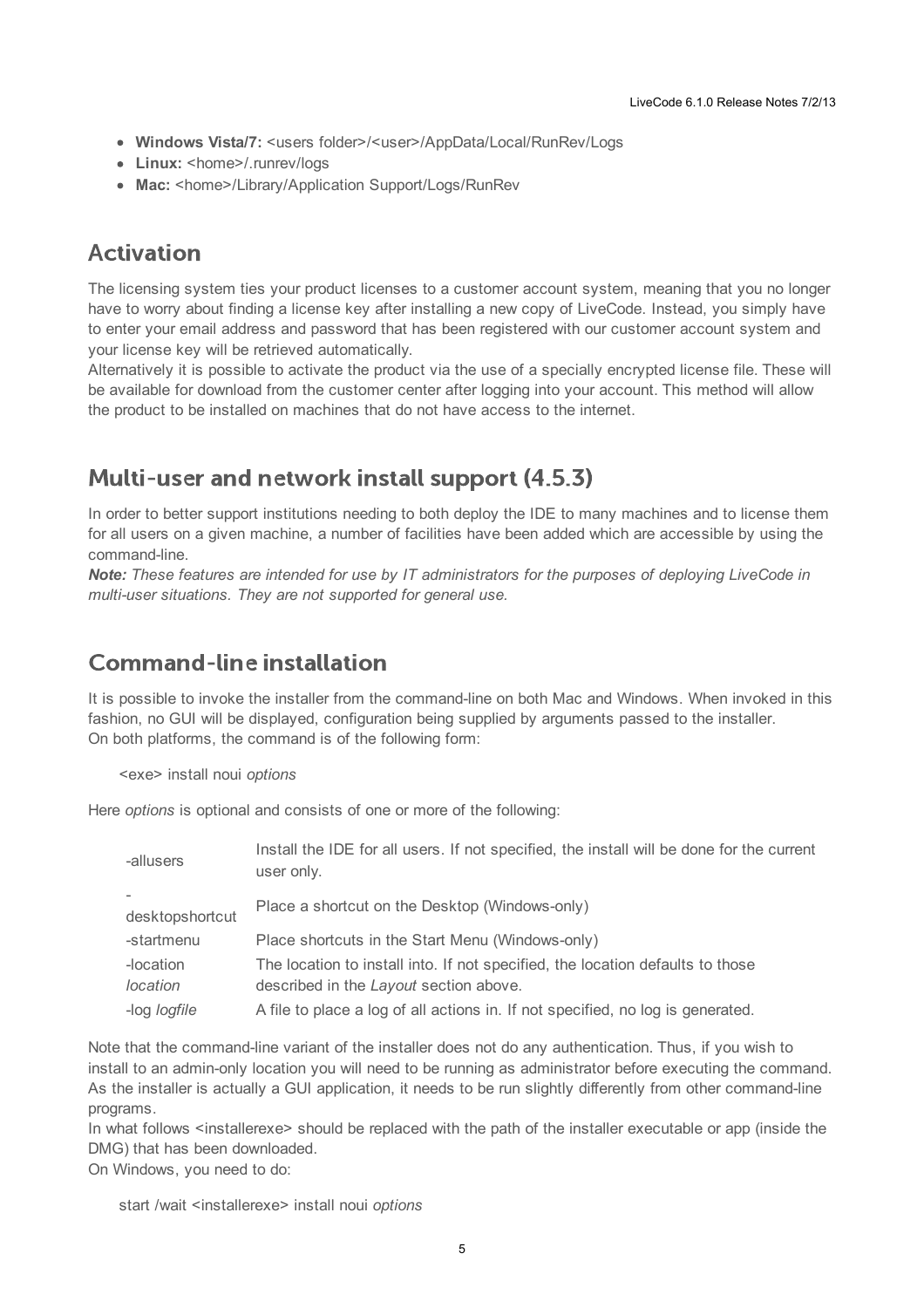- **Windows Vista/7:** <users folder>/<user>/AppData/Local/RunRev/Logs
- **Linux:** <home>/.runrev/logs
- **Mac:** <home>/Library/Application Support/Logs/RunRev

## Activation

The licensing system ties your product licenses to a customer account system, meaning that you no longer have to worry about finding a license key after installing a new copy of LiveCode. Instead, you simply have to enter your email address and password that has been registered with our customer account system and your license key will be retrieved automatically.
Alternatively it is possible to activate the product via the use of a specially encrypted license file. These will be available for download from the customer center after logging into your account. This method will allow the product to be installed on machines that do not have access to the internet.

## Multi-user and network install support (4.5.3)

In order to better support institutions needing to both deploy the IDE to many machines and to license them for all users on a given machine, a number of facilities have been added which are accessible by using the command-line.
***Note:*** *These features are intended for use by IT administrators for the purposes of deploying LiveCode in multi-user situations. They are not supported for general use.*

## Command-line installation

It is possible to invoke the installer from the command-line on both Mac and Windows. When invoked in this fashion, no GUI will be displayed, configuration being supplied by arguments passed to the installer.
On both platforms, the command is of the following form:

<exe> install noui *options*

Here *options* is optional and consists of one or more of the following:

| | |
|---|---|
| -allusers | Install the IDE for all users. If not specified, the install will be done for the current user only. |
| -desktopshortcut | Place a shortcut on the Desktop (Windows-only) |
| -startmenu | Place shortcuts in the Start Menu (Windows-only) |
| -location *location* | The location to install into. If not specified, the location defaults to those described in the *Layout* section above. |
| -log *logfile* | A file to place a log of all actions in. If not specified, no log is generated. |

Note that the command-line variant of the installer does not do any authentication. Thus, if you wish to install to an admin-only location you will need to be running as administrator before executing the command.
As the installer is actually a GUI application, it needs to be run slightly differently from other command-line programs.
In what follows <installerexe> should be replaced with the path of the installer executable or app (inside the DMG) that has been downloaded.
On Windows, you need to do:

start /wait <installerexe> install noui *options*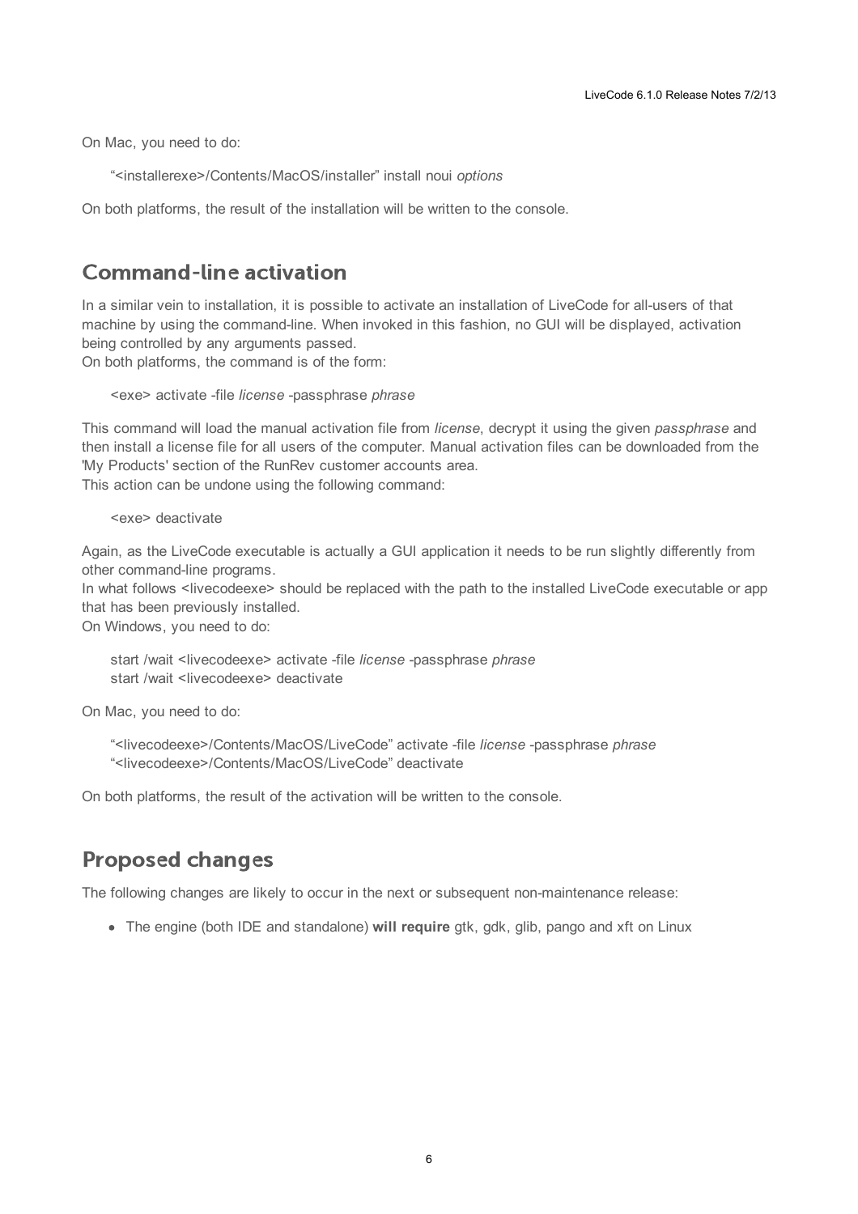On Mac, you need to do:

> “<installerexe>/Contents/MacOS/installer” install noui *options*

On both platforms, the result of the installation will be written to the console.

## Command-line activation

In a similar vein to installation, it is possible to activate an installation of LiveCode for all-users of that machine by using the command-line. When invoked in this fashion, no GUI will be displayed, activation being controlled by any arguments passed.
On both platforms, the command is of the form:

> <exe> activate -file *license* -passphrase *phrase*

This command will load the manual activation file from *license*, decrypt it using the given *passphrase* and then install a license file for all users of the computer. Manual activation files can be downloaded from the 'My Products' section of the RunRev customer accounts area.
This action can be undone using the following command:

> <exe> deactivate

Again, as the LiveCode executable is actually a GUI application it needs to be run slightly differently from other command-line programs.
In what follows <livecodeexe> should be replaced with the path to the installed LiveCode executable or app that has been previously installed.
On Windows, you need to do:

> start /wait <livecodeexe> activate -file *license* -passphrase *phrase*
> start /wait <livecodeexe> deactivate

On Mac, you need to do:

> “<livecodeexe>/Contents/MacOS/LiveCode” activate -file *license* -passphrase *phrase*
> “<livecodeexe>/Contents/MacOS/LiveCode” deactivate

On both platforms, the result of the activation will be written to the console.

## Proposed changes

The following changes are likely to occur in the next or subsequent non-maintenance release:

- The engine (both IDE and standalone) **will require** gtk, gdk, glib, pango and xft on Linux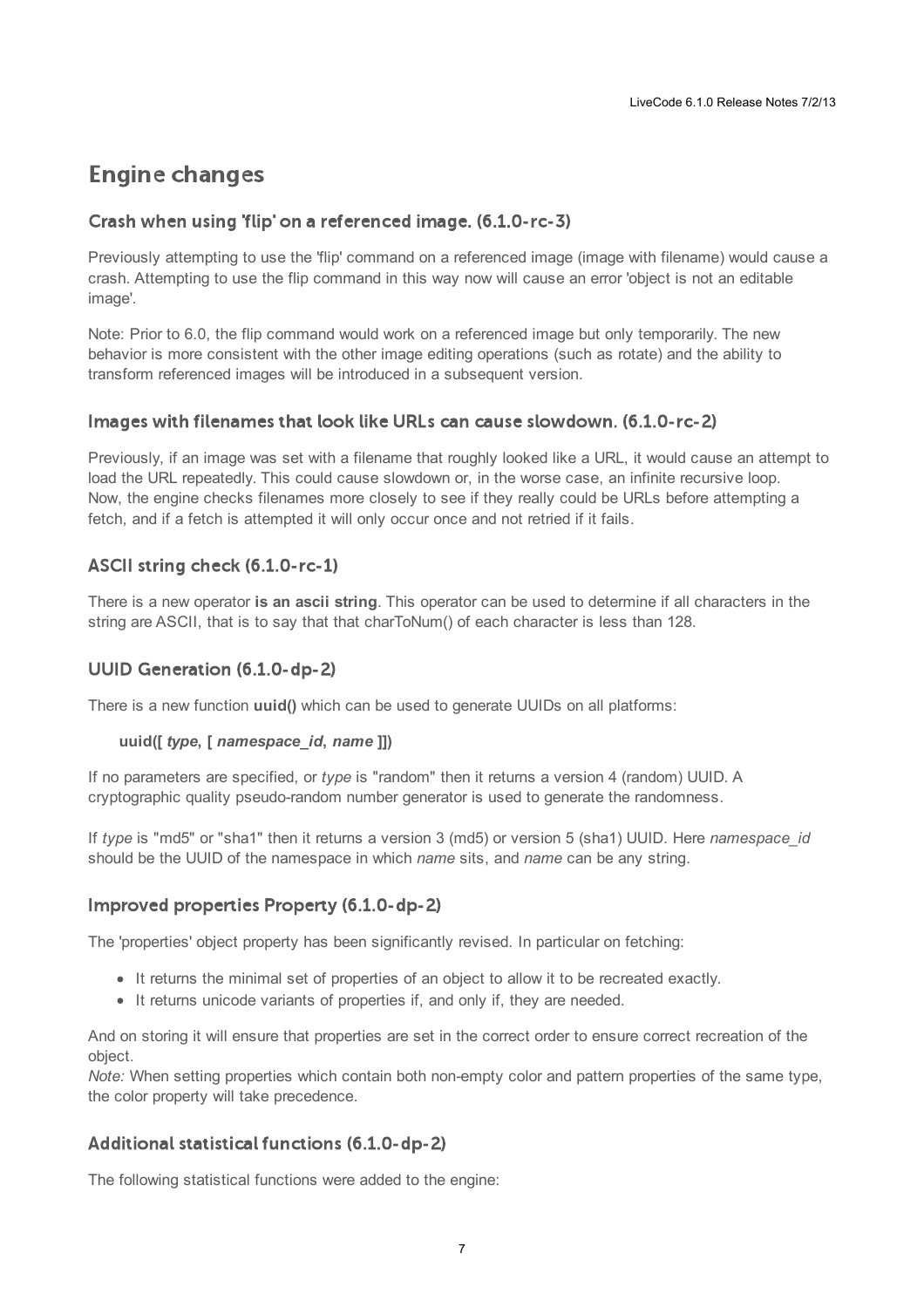# Engine changes

## Crash when using 'flip' on a referenced image. (6.1.0-rc-3)

Previously attempting to use the 'flip' command on a referenced image (image with filename) would cause a crash. Attempting to use the flip command in this way now will cause an error 'object is not an editable image'.

Note: Prior to 6.0, the flip command would work on a referenced image but only temporarily. The new behavior is more consistent with the other image editing operations (such as rotate) and the ability to transform referenced images will be introduced in a subsequent version.

## Images with filenames that look like URLs can cause slowdown. (6.1.0-rc-2)

Previously, if an image was set with a filename that roughly looked like a URL, it would cause an attempt to load the URL repeatedly. This could cause slowdown or, in the worse case, an infinite recursive loop. Now, the engine checks filenames more closely to see if they really could be URLs before attempting a fetch, and if a fetch is attempted it will only occur once and not retried if it fails.

## ASCII string check (6.1.0-rc-1)

There is a new operator **is an ascii string**. This operator can be used to determine if all characters in the string are ASCII, that is to say that that charToNum() of each character is less than 128.

## UUID Generation (6.1.0-dp-2)

There is a new function **uuid()** which can be used to generate UUIDs on all platforms:

**uuid([ *type*, [ *namespace_id*, *name* ]])**

If no parameters are specified, or *type* is "random" then it returns a version 4 (random) UUID. A cryptographic quality pseudo-random number generator is used to generate the randomness.

If *type* is "md5" or "sha1" then it returns a version 3 (md5) or version 5 (sha1) UUID. Here *namespace_id* should be the UUID of the namespace in which *name* sits, and *name* can be any string.

## Improved properties Property (6.1.0-dp-2)

The 'properties' object property has been significantly revised. In particular on fetching:

- It returns the minimal set of properties of an object to allow it to be recreated exactly.
- It returns unicode variants of properties if, and only if, they are needed.

And on storing it will ensure that properties are set in the correct order to ensure correct recreation of the object.
*Note:* When setting properties which contain both non-empty color and pattern properties of the same type, the color property will take precedence.

## Additional statistical functions (6.1.0-dp-2)

The following statistical functions were added to the engine: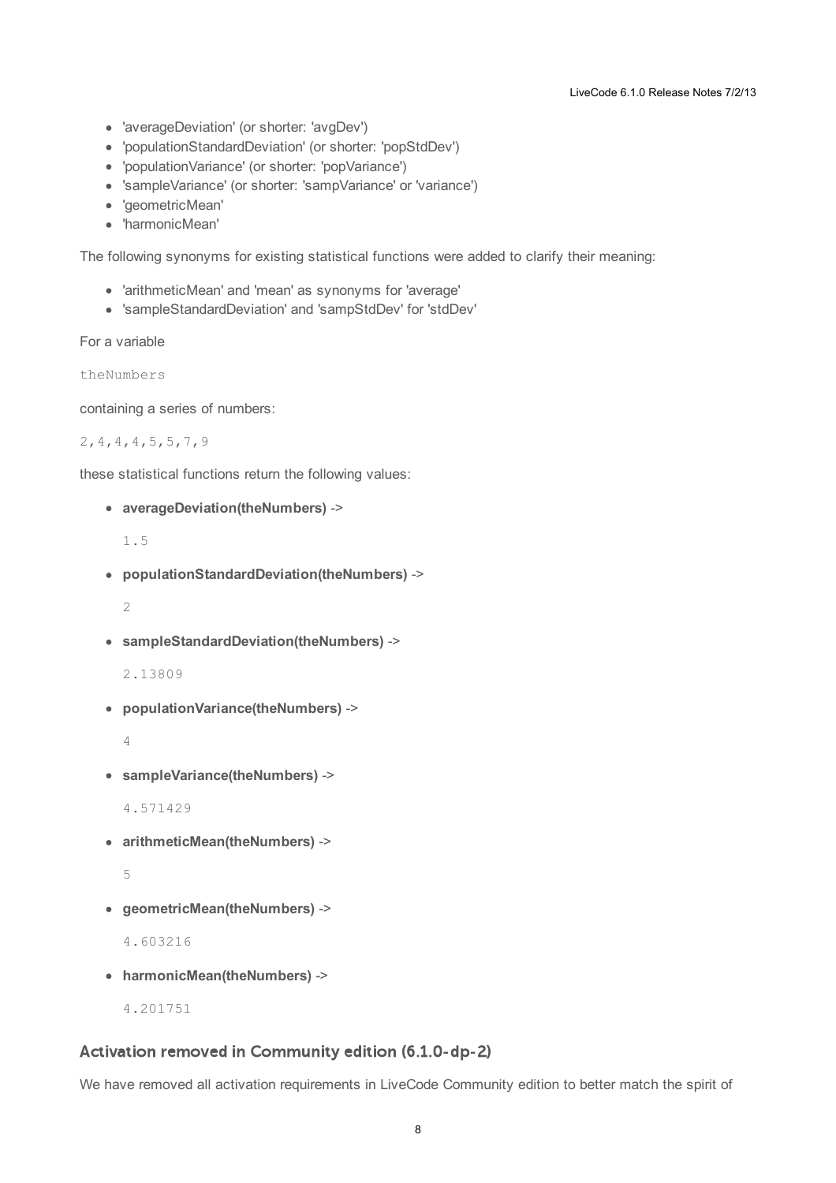- 'averageDeviation' (or shorter: 'avgDev')
- 'populationStandardDeviation' (or shorter: 'popStdDev')
- 'populationVariance' (or shorter: 'popVariance')
- 'sampleVariance' (or shorter: 'sampVariance' or 'variance')
- 'geometricMean'
- 'harmonicMean'

The following synonyms for existing statistical functions were added to clarify their meaning:

- 'arithmeticMean' and 'mean' as synonyms for 'average'
- 'sampleStandardDeviation' and 'sampStdDev' for 'stdDev'

For a variable

```
theNumbers
```

containing a series of numbers:

```
2,4,4,4,5,5,7,9
```

these statistical functions return the following values:

- **averageDeviation(theNumbers)** ->

  ```
  1.5
  ```

- **populationStandardDeviation(theNumbers)** ->

  ```
  2
  ```

- **sampleStandardDeviation(theNumbers)** ->

  ```
  2.13809
  ```

- **populationVariance(theNumbers)** ->

  ```
  4
  ```

- **sampleVariance(theNumbers)** ->

  ```
  4.571429
  ```

- **arithmeticMean(theNumbers)** ->

  ```
  5
  ```

- **geometricMean(theNumbers)** ->

  ```
  4.603216
  ```

- **harmonicMean(theNumbers)** ->

  ```
  4.201751
  ```

## Activation removed in Community edition (6.1.0-dp-2)

We have removed all activation requirements in LiveCode Community edition to better match the spirit of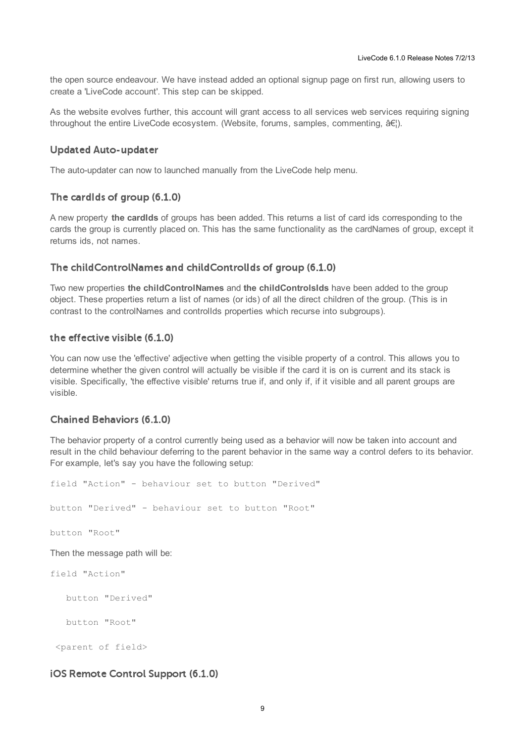the open source endeavour. We have instead added an optional signup page on first run, allowing users to create a 'LiveCode account'. This step can be skipped.

As the website evolves further, this account will grant access to all services web services requiring signing throughout the entire LiveCode ecosystem. (Website, forums, samples, commenting, â€¦).

### Updated Auto-updater

The auto-updater can now to launched manually from the LiveCode help menu.

### The cardIds of group (6.1.0)

A new property **the cardIds** of groups has been added. This returns a list of card ids corresponding to the cards the group is currently placed on. This has the same functionality as the cardNames of group, except it returns ids, not names.

### The childControlNames and childControlIds of group (6.1.0)

Two new properties **the childControlNames** and **the childControlsIds** have been added to the group object. These properties return a list of names (or ids) of all the direct children of the group. (This is in contrast to the controlNames and controlIds properties which recurse into subgroups).

### the effective visible (6.1.0)

You can now use the 'effective' adjective when getting the visible property of a control. This allows you to determine whether the given control will actually be visible if the card it is on is current and its stack is visible. Specifically, 'the effective visible' returns true if, and only if, if it visible and all parent groups are visible.

### Chained Behaviors (6.1.0)

The behavior property of a control currently being used as a behavior will now be taken into account and result in the child behaviour deferring to the parent behavior in the same way a control defers to its behavior. For example, let's say you have the following setup:

```
field "Action" - behaviour set to button "Derived"

button "Derived" - behaviour set to button "Root"

button "Root"
```

Then the message path will be:

```
field "Action"

   button "Derived"

   button "Root"

 <parent of field>
```

### iOS Remote Control Support (6.1.0)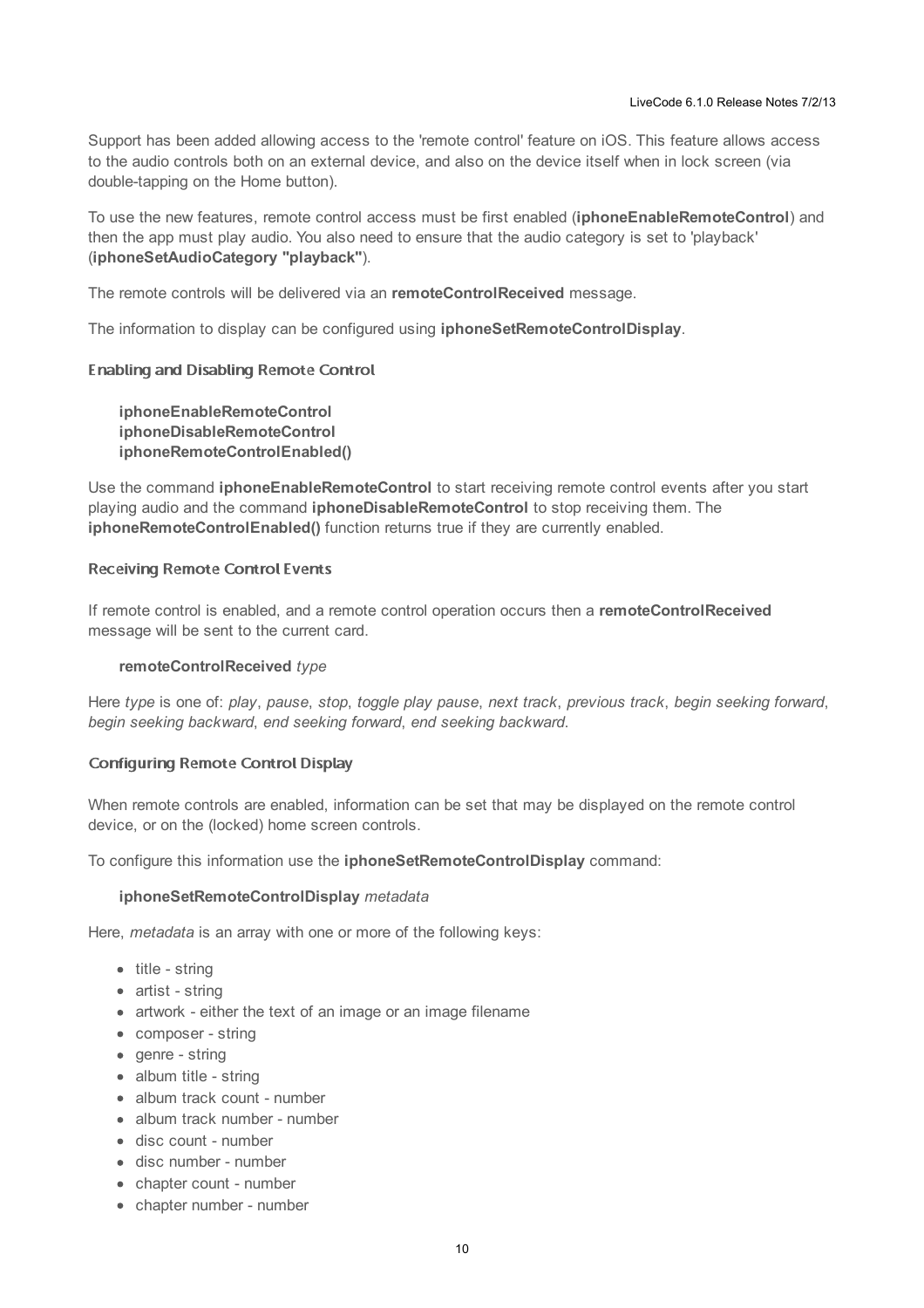Support has been added allowing access to the 'remote control' feature on iOS. This feature allows access to the audio controls both on an external device, and also on the device itself when in lock screen (via double-tapping on the Home button).

To use the new features, remote control access must be first enabled (**iphoneEnableRemoteControl**) and then the app must play audio. You also need to ensure that the audio category is set to 'playback' (**iphoneSetAudioCategory "playback"**).

The remote controls will be delivered via an **remoteControlReceived** message.

The information to display can be configured using **iphoneSetRemoteControlDisplay**.

### Enabling and Disabling Remote Control

> **iphoneEnableRemoteControl**
> **iphoneDisableRemoteControl**
> **iphoneRemoteControlEnabled()**

Use the command **iphoneEnableRemoteControl** to start receiving remote control events after you start playing audio and the command **iphoneDisableRemoteControl** to stop receiving them. The **iphoneRemoteControlEnabled()** function returns true if they are currently enabled.

### Receiving Remote Control Events

If remote control is enabled, and a remote control operation occurs then a **remoteControlReceived** message will be sent to the current card.

> **remoteControlReceived** *type*

Here *type* is one of: *play*, *pause*, *stop*, *toggle play pause*, *next track*, *previous track*, *begin seeking forward*, *begin seeking backward*, *end seeking forward*, *end seeking backward*.

### Configuring Remote Control Display

When remote controls are enabled, information can be set that may be displayed on the remote control device, or on the (locked) home screen controls.

To configure this information use the **iphoneSetRemoteControlDisplay** command:

> **iphoneSetRemoteControlDisplay** *metadata*

Here, *metadata* is an array with one or more of the following keys:

- title - string
- artist - string
- artwork - either the text of an image or an image filename
- composer - string
- genre - string
- album title - string
- album track count - number
- album track number - number
- disc count - number
- disc number - number
- chapter count - number
- chapter number - number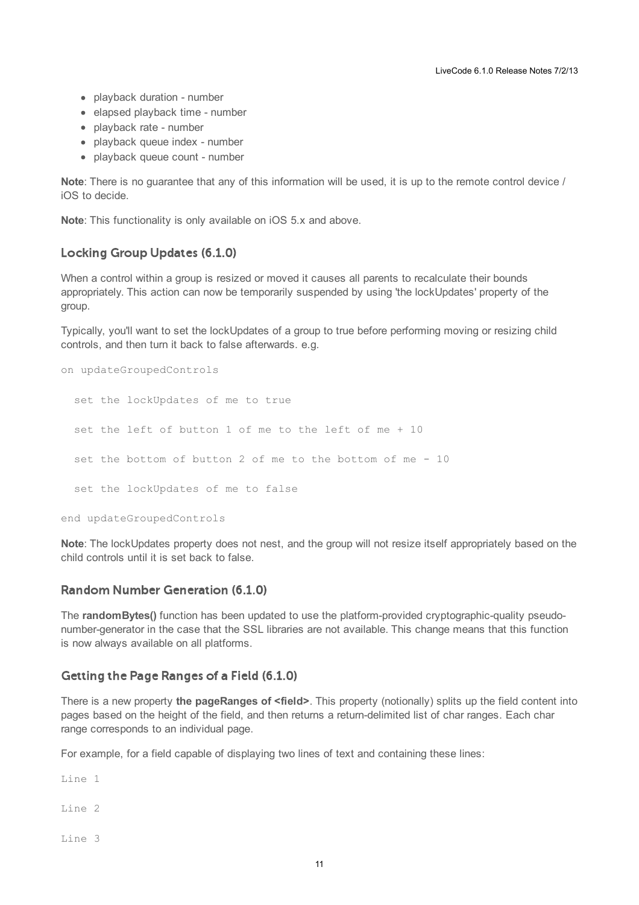- playback duration - number
- elapsed playback time - number
- playback rate - number
- playback queue index - number
- playback queue count - number

**Note**: There is no guarantee that any of this information will be used, it is up to the remote control device / iOS to decide.

**Note**: This functionality is only available on iOS 5.x and above.

### Locking Group Updates (6.1.0)

When a control within a group is resized or moved it causes all parents to recalculate their bounds appropriately. This action can now be temporarily suspended by using 'the lockUpdates' property of the group.

Typically, you'll want to set the lockUpdates of a group to true before performing moving or resizing child controls, and then turn it back to false afterwards. e.g.

```
on updateGroupedControls

  set the lockUpdates of me to true

  set the left of button 1 of me to the left of me + 10

  set the bottom of button 2 of me to the bottom of me - 10

  set the lockUpdates of me to false

end updateGroupedControls
```

**Note**: The lockUpdates property does not nest, and the group will not resize itself appropriately based on the child controls until it is set back to false.

### Random Number Generation (6.1.0)

The **randomBytes()** function has been updated to use the platform-provided cryptographic-quality pseudo-number-generator in the case that the SSL libraries are not available. This change means that this function is now always available on all platforms.

### Getting the Page Ranges of a Field (6.1.0)

There is a new property **the pageRanges of <field>**. This property (notionally) splits up the field content into pages based on the height of the field, and then returns a return-delimited list of char ranges. Each char range corresponds to an individual page.

For example, for a field capable of displaying two lines of text and containing these lines:

```
Line 1

Line 2

Line 3
```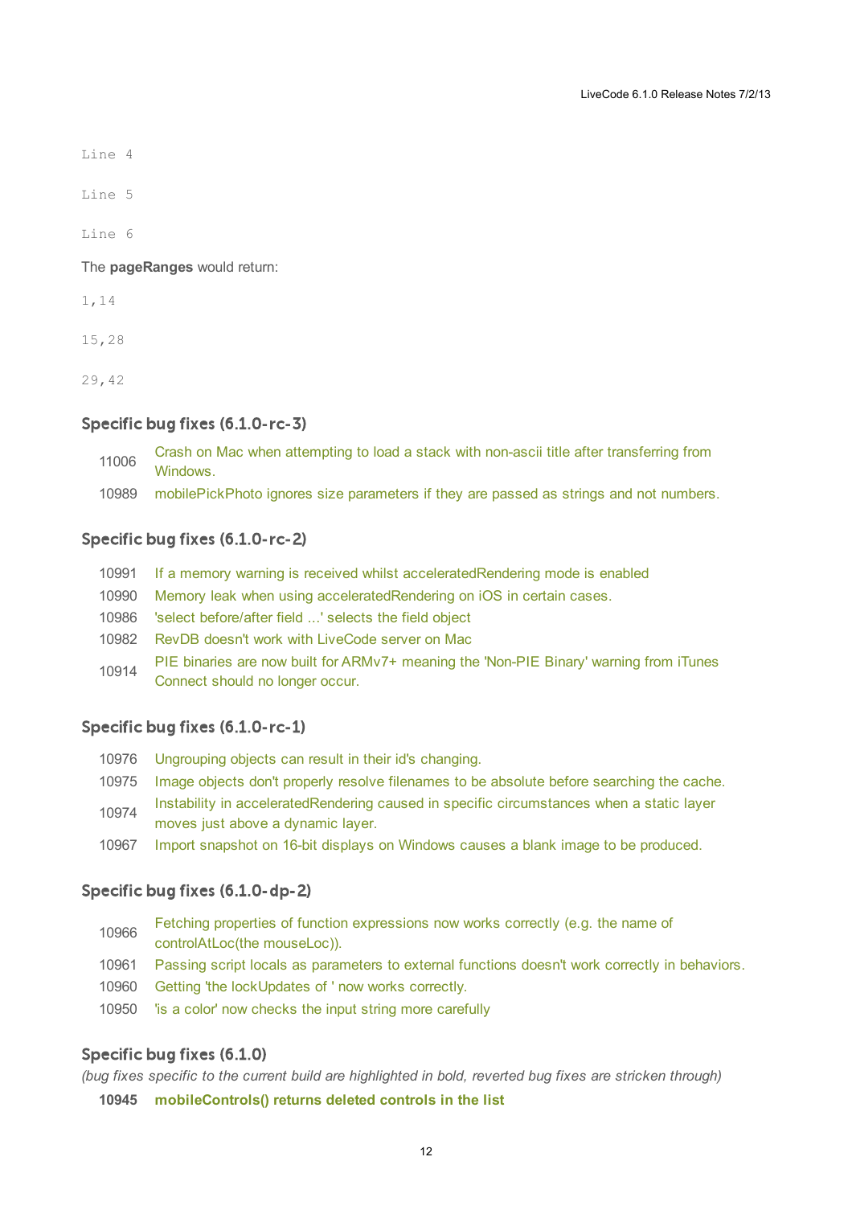```
Line 4

Line 5

Line 6
```

The **pageRanges** would return:

```
1,14

15,28

29,42
```

### Specific bug fixes (6.1.0-rc-3)

| | |
|---|---|
| 11006 | Crash on Mac when attempting to load a stack with non-ascii title after transferring from Windows. |
| 10989 | mobilePickPhoto ignores size parameters if they are passed as strings and not numbers. |

### Specific bug fixes (6.1.0-rc-2)

| | |
|---|---|
| 10991 | If a memory warning is received whilst acceleratedRendering mode is enabled |
| 10990 | Memory leak when using acceleratedRendering on iOS in certain cases. |
| 10986 | 'select before/after field ...' selects the field object |
| 10982 | RevDB doesn't work with LiveCode server on Mac |
| 10914 | PIE binaries are now built for ARMv7+ meaning the 'Non-PIE Binary' warning from iTunes Connect should no longer occur. |

### Specific bug fixes (6.1.0-rc-1)

| | |
|---|---|
| 10976 | Ungrouping objects can result in their id's changing. |
| 10975 | Image objects don't properly resolve filenames to be absolute before searching the cache. |
| 10974 | Instability in acceleratedRendering caused in specific circumstances when a static layer moves just above a dynamic layer. |
| 10967 | Import snapshot on 16-bit displays on Windows causes a blank image to be produced. |

### Specific bug fixes (6.1.0-dp-2)

| | |
|---|---|
| 10966 | Fetching properties of function expressions now works correctly (e.g. the name of controlAtLoc(the mouseLoc)). |
| 10961 | Passing script locals as parameters to external functions doesn't work correctly in behaviors. |
| 10960 | Getting 'the lockUpdates of ' now works correctly. |
| 10950 | 'is a color' now checks the input string more carefully |

### Specific bug fixes (6.1.0)

*(bug fixes specific to the current build are highlighted in bold, reverted bug fixes are stricken through)*

| | |
|---|---|
| **10945** | **mobileControls() returns deleted controls in the list** |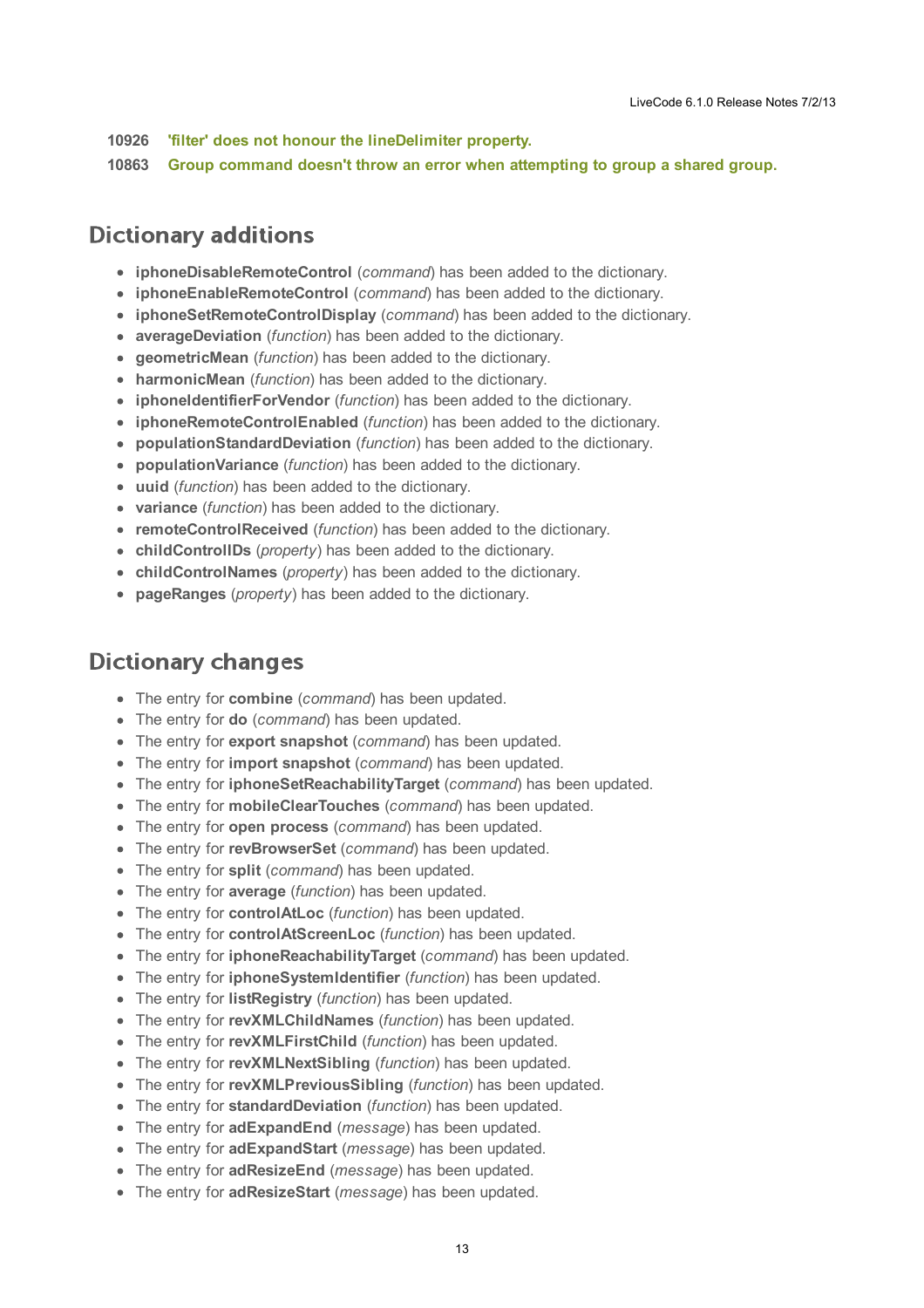**10926** **'filter' does not honour the lineDelimiter property.**

**10863** **Group command doesn't throw an error when attempting to group a shared group.**

## Dictionary additions

- **iphoneDisableRemoteControl** (*command*) has been added to the dictionary.
- **iphoneEnableRemoteControl** (*command*) has been added to the dictionary.
- **iphoneSetRemoteControlDisplay** (*command*) has been added to the dictionary.
- **averageDeviation** (*function*) has been added to the dictionary.
- **geometricMean** (*function*) has been added to the dictionary.
- **harmonicMean** (*function*) has been added to the dictionary.
- **iphoneIdentifierForVendor** (*function*) has been added to the dictionary.
- **iphoneRemoteControlEnabled** (*function*) has been added to the dictionary.
- **populationStandardDeviation** (*function*) has been added to the dictionary.
- **populationVariance** (*function*) has been added to the dictionary.
- **uuid** (*function*) has been added to the dictionary.
- **variance** (*function*) has been added to the dictionary.
- **remoteControlReceived** (*function*) has been added to the dictionary.
- **childControlIDs** (*property*) has been added to the dictionary.
- **childControlNames** (*property*) has been added to the dictionary.
- **pageRanges** (*property*) has been added to the dictionary.

## Dictionary changes

- The entry for **combine** (*command*) has been updated.
- The entry for **do** (*command*) has been updated.
- The entry for **export snapshot** (*command*) has been updated.
- The entry for **import snapshot** (*command*) has been updated.
- The entry for **iphoneSetReachabilityTarget** (*command*) has been updated.
- The entry for **mobileClearTouches** (*command*) has been updated.
- The entry for **open process** (*command*) has been updated.
- The entry for **revBrowserSet** (*command*) has been updated.
- The entry for **split** (*command*) has been updated.
- The entry for **average** (*function*) has been updated.
- The entry for **controlAtLoc** (*function*) has been updated.
- The entry for **controlAtScreenLoc** (*function*) has been updated.
- The entry for **iphoneReachabilityTarget** (*command*) has been updated.
- The entry for **iphoneSystemIdentifier** (*function*) has been updated.
- The entry for **listRegistry** (*function*) has been updated.
- The entry for **revXMLChildNames** (*function*) has been updated.
- The entry for **revXMLFirstChild** (*function*) has been updated.
- The entry for **revXMLNextSibling** (*function*) has been updated.
- The entry for **revXMLPreviousSibling** (*function*) has been updated.
- The entry for **standardDeviation** (*function*) has been updated.
- The entry for **adExpandEnd** (*message*) has been updated.
- The entry for **adExpandStart** (*message*) has been updated.
- The entry for **adResizeEnd** (*message*) has been updated.
- The entry for **adResizeStart** (*message*) has been updated.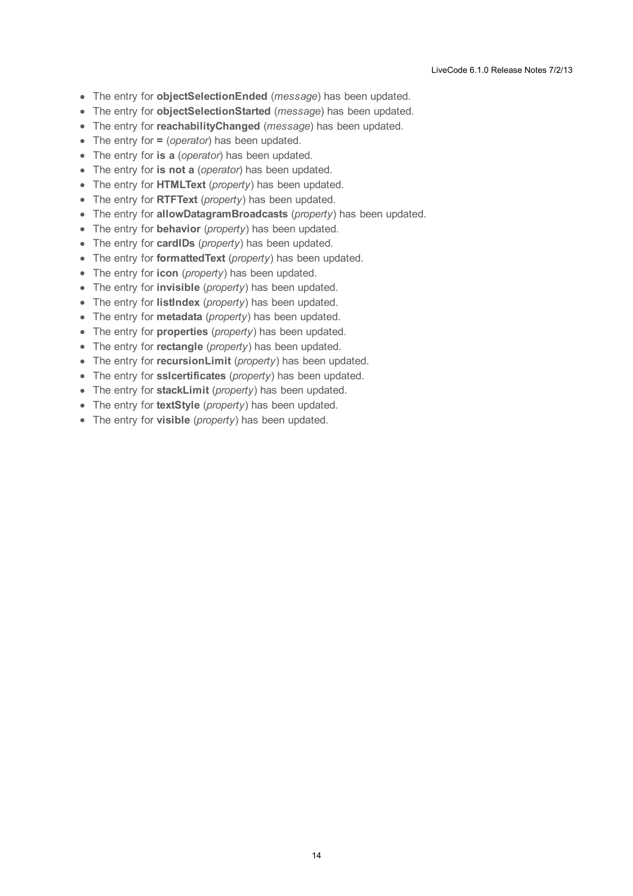- The entry for **objectSelectionEnded** (*message*) has been updated.
- The entry for **objectSelectionStarted** (*message*) has been updated.
- The entry for **reachabilityChanged** (*message*) has been updated.
- The entry for **=** (*operator*) has been updated.
- The entry for **is a** (*operator*) has been updated.
- The entry for **is not a** (*operator*) has been updated.
- The entry for **HTMLText** (*property*) has been updated.
- The entry for **RTFText** (*property*) has been updated.
- The entry for **allowDatagramBroadcasts** (*property*) has been updated.
- The entry for **behavior** (*property*) has been updated.
- The entry for **cardIDs** (*property*) has been updated.
- The entry for **formattedText** (*property*) has been updated.
- The entry for **icon** (*property*) has been updated.
- The entry for **invisible** (*property*) has been updated.
- The entry for **listIndex** (*property*) has been updated.
- The entry for **metadata** (*property*) has been updated.
- The entry for **properties** (*property*) has been updated.
- The entry for **rectangle** (*property*) has been updated.
- The entry for **recursionLimit** (*property*) has been updated.
- The entry for **sslcertificates** (*property*) has been updated.
- The entry for **stackLimit** (*property*) has been updated.
- The entry for **textStyle** (*property*) has been updated.
- The entry for **visible** (*property*) has been updated.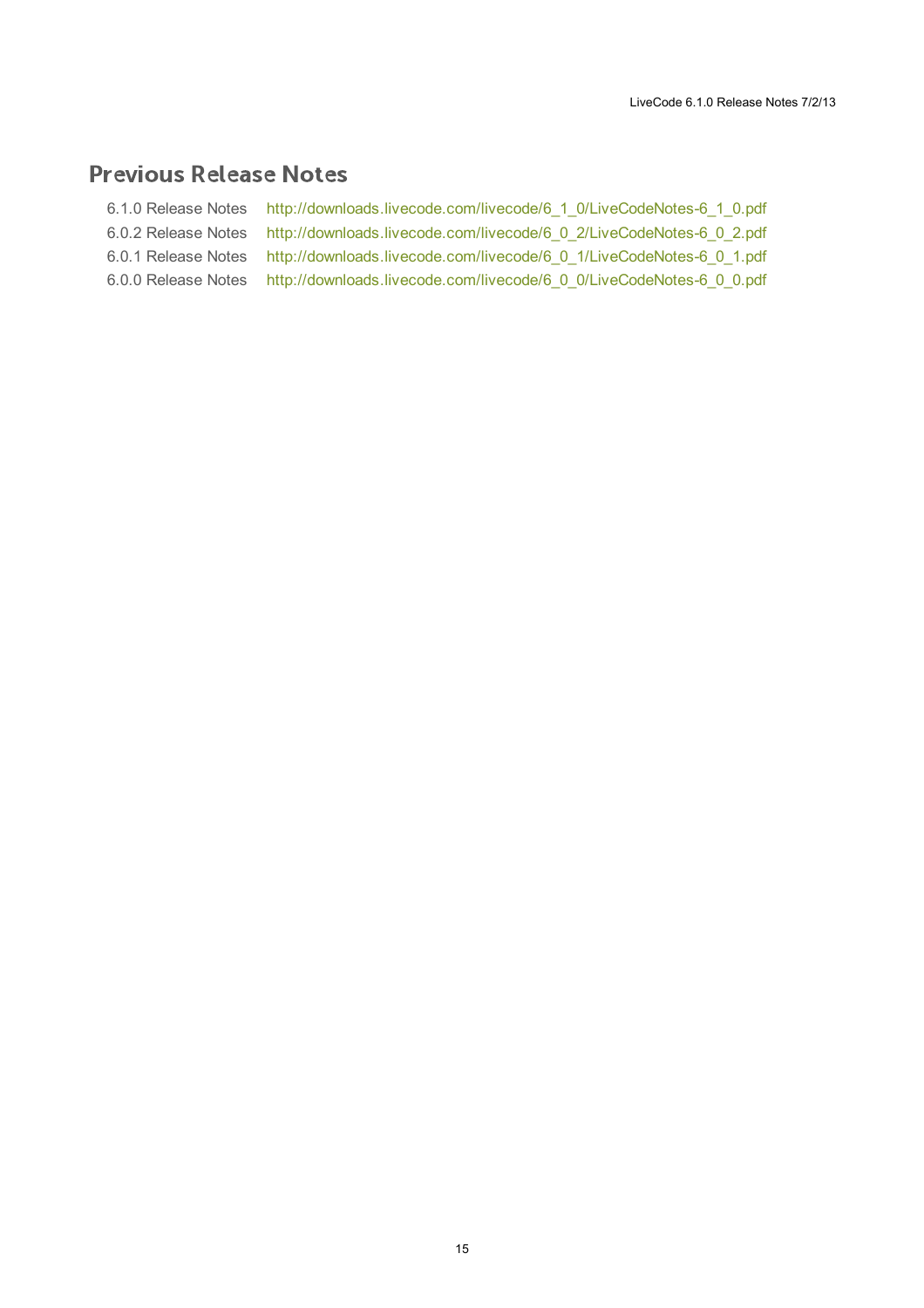## Previous Release Notes

| | |
|---|---|
| 6.1.0 Release Notes | http://downloads.livecode.com/livecode/6_1_0/LiveCodeNotes-6_1_0.pdf |
| 6.0.2 Release Notes | http://downloads.livecode.com/livecode/6_0_2/LiveCodeNotes-6_0_2.pdf |
| 6.0.1 Release Notes | http://downloads.livecode.com/livecode/6_0_1/LiveCodeNotes-6_0_1.pdf |
| 6.0.0 Release Notes | http://downloads.livecode.com/livecode/6_0_0/LiveCodeNotes-6_0_0.pdf |